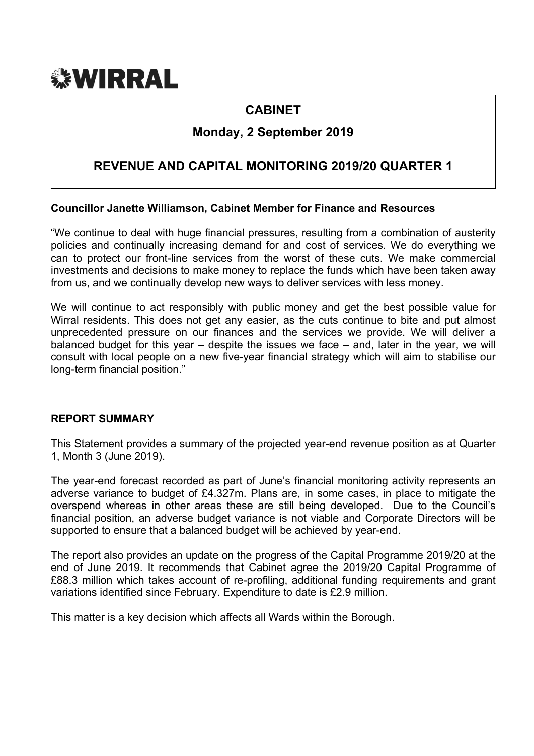**WIRRAL**

# CABINET

## Monday, 2 September 2019

## REVENUE AND CAPITAL MONITORING 2019/20 QUARTER 1

**Councillor Janette Williamson, Cabinet Member for Finance and Resources**

"We continue to deal with huge financial pressures, resulting from a combination of austerity policies and continually increasing demand for and cost of services. We do everything we can to protect our front-line services from the worst of these cuts. We make commercial investments and decisions to make money to replace the funds which have been taken away from us, and we continually develop new ways to deliver services with less money.

We will continue to act responsibly with public money and get the best possible value for Wirral residents. This does not get any easier, as the cuts continue to bite and put almost unprecedented pressure on our finances and the services we provide. We will deliver a balanced budget for this year – despite the issues we face – and, later in the year, we will consult with local people on a new five-year financial strategy which will aim to stabilise our long-term financial position."

**REPORT SUMMARY**

This Statement provides a summary of the projected year-end revenue position as at Quarter 1, Month 3 (June 2019).

The year-end forecast recorded as part of June's financial monitoring activity represents an adverse variance to budget of £4.327m. Plans are, in some cases, in place to mitigate the overspend whereas in other areas these are still being developed. Due to the Council's financial position, an adverse budget variance is not viable and Corporate Directors will be supported to ensure that a balanced budget will be achieved by year-end.

The report also provides an update on the progress of the Capital Programme 2019/20 at the end of June 2019. It recommends that Cabinet agree the 2019/20 Capital Programme of £88.3 million which takes account of re-profiling, additional funding requirements and grant variations identified since February. Expenditure to date is £2.9 million.

This matter is a key decision which affects all Wards within the Borough.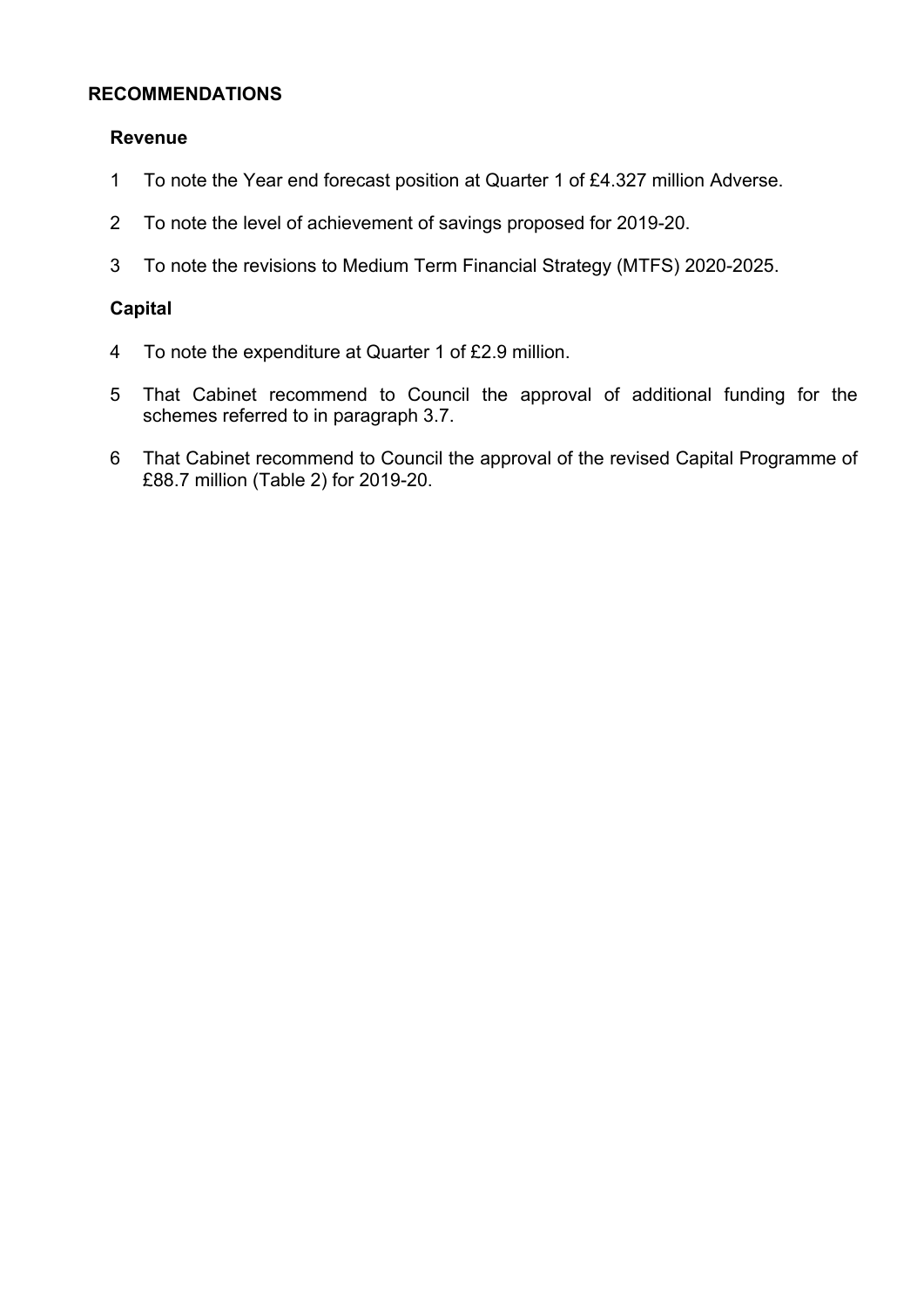## RECOMMENDATIONS

### Revenue

1. To note the Year end forecast position at Quarter 1 of £4.327 million Adverse.
2. To note the level of achievement of savings proposed for 2019-20.
3. To note the revisions to Medium Term Financial Strategy (MTFS) 2020-2025.

### Capital

4. To note the expenditure at Quarter 1 of £2.9 million.
5. That Cabinet recommend to Council the approval of additional funding for the schemes referred to in paragraph 3.7.
6. That Cabinet recommend to Council the approval of the revised Capital Programme of £88.7 million (Table 2) for 2019-20.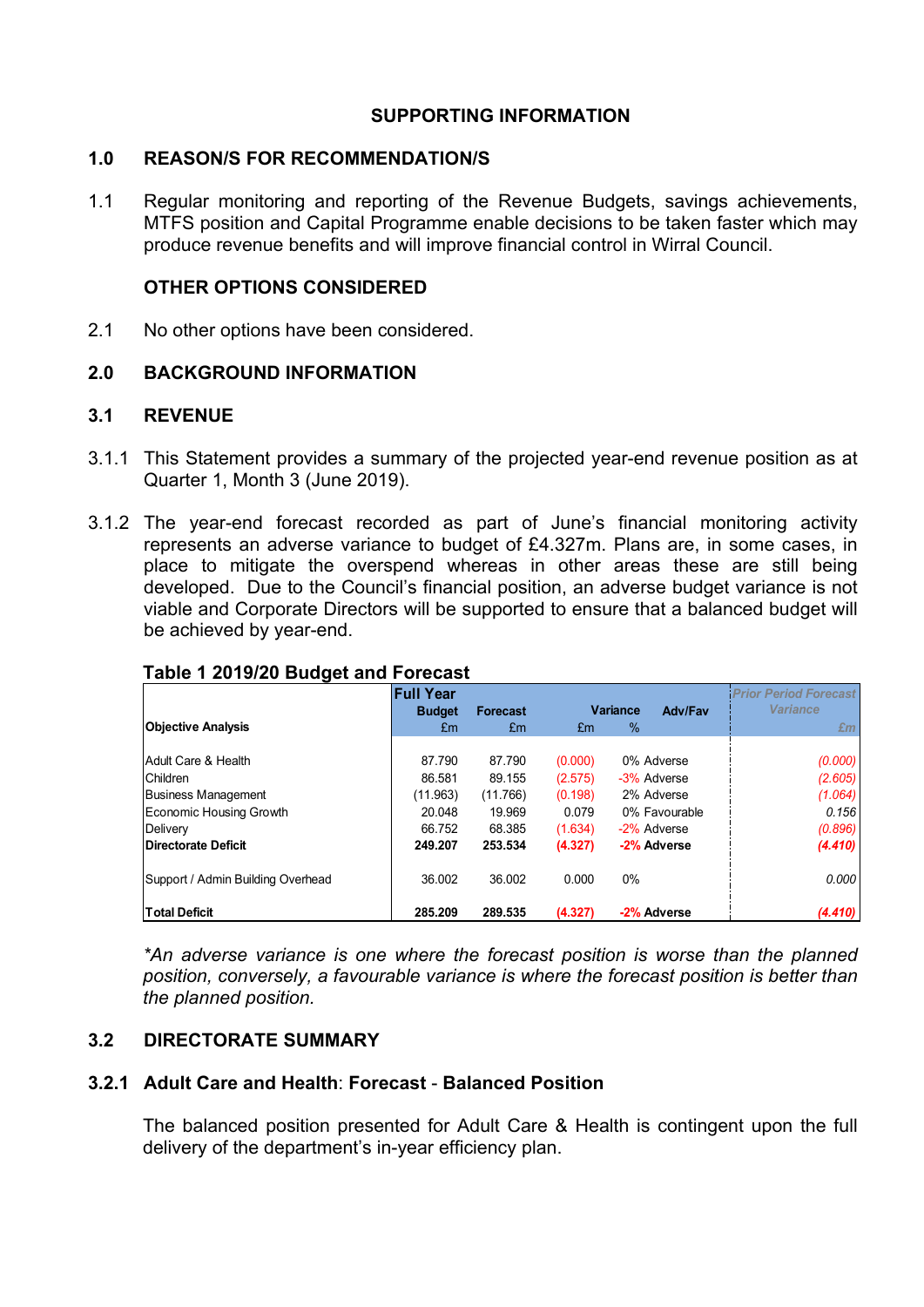## SUPPORTING INFORMATION

### 1.0 REASON/S FOR RECOMMENDATION/S

1.1 Regular monitoring and reporting of the Revenue Budgets, savings achievements, MTFS position and Capital Programme enable decisions to be taken faster which may produce revenue benefits and will improve financial control in Wirral Council.

### OTHER OPTIONS CONSIDERED

2.1 No other options have been considered.

### 2.0 BACKGROUND INFORMATION

### 3.1 REVENUE

3.1.1 This Statement provides a summary of the projected year-end revenue position as at Quarter 1, Month 3 (June 2019).

3.1.2 The year-end forecast recorded as part of June's financial monitoring activity represents an adverse variance to budget of £4.327m. Plans are, in some cases, in place to mitigate the overspend whereas in other areas these are still being developed. Due to the Council's financial position, an adverse budget variance is not viable and Corporate Directors will be supported to ensure that a balanced budget will be achieved by year-end.

**Table 1 2019/20 Budget and Forecast**

| Objective Analysis | Full Year Budget £m | Forecast £m | Variance £m | Variance % | Adv/Fav | *Prior Period Forecast Variance £m* |
|---|---|---|---|---|---|---|
| Adult Care & Health | 87.790 | 87.790 | (0.000) | 0% | Adverse | *(0.000)* |
| Children | 86.581 | 89.155 | (2.575) | -3% | Adverse | *(2.605)* |
| Business Management | (11.963) | (11.766) | (0.198) | 2% | Adverse | *(1.064)* |
| Economic Housing Growth | 20.048 | 19.969 | 0.079 | 0% | Favourable | *0.156* |
| Delivery | 66.752 | 68.385 | (1.634) | -2% | Adverse | *(0.896)* |
| **Directorate Deficit** | **249.207** | **253.534** | **(4.327)** | **-2%** | **Adverse** | ***(4.410)*** |
| Support / Admin Building Overhead | 36.002 | 36.002 | 0.000 | 0% | | *0.000* |
| **Total Deficit** | **285.209** | **289.535** | **(4.327)** | **-2%** | **Adverse** | ***(4.410)*** |

*\*An adverse variance is one where the forecast position is worse than the planned position, conversely, a favourable variance is where the forecast position is better than the planned position.*

### 3.2 DIRECTORATE SUMMARY

#### 3.2.1 Adult Care and Health: Forecast - Balanced Position

The balanced position presented for Adult Care & Health is contingent upon the full delivery of the department's in-year efficiency plan.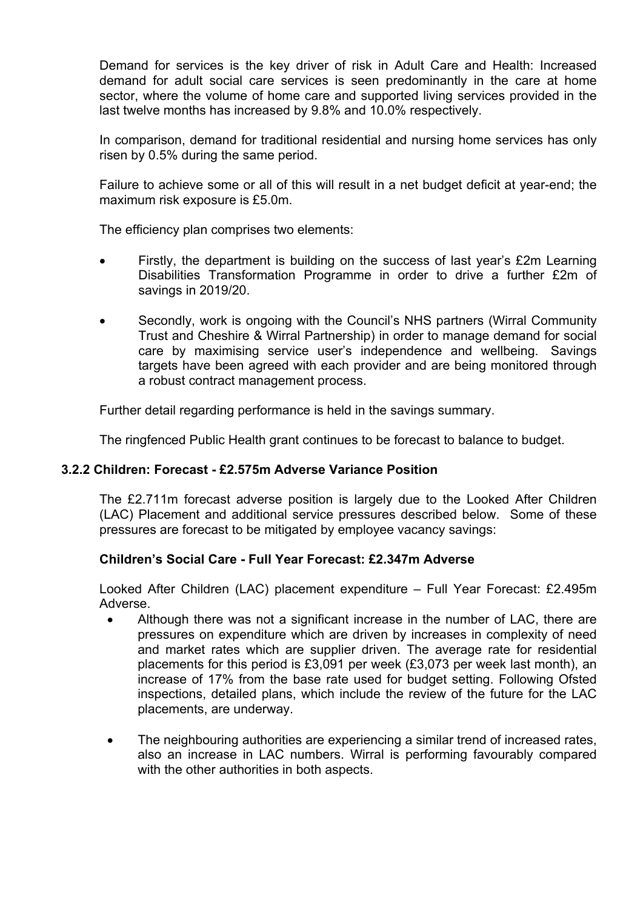Demand for services is the key driver of risk in Adult Care and Health: Increased demand for adult social care services is seen predominantly in the care at home sector, where the volume of home care and supported living services provided in the last twelve months has increased by 9.8% and 10.0% respectively.

In comparison, demand for traditional residential and nursing home services has only risen by 0.5% during the same period.

Failure to achieve some or all of this will result in a net budget deficit at year-end; the maximum risk exposure is £5.0m.

The efficiency plan comprises two elements:

- Firstly, the department is building on the success of last year's £2m Learning Disabilities Transformation Programme in order to drive a further £2m of savings in 2019/20.
- Secondly, work is ongoing with the Council's NHS partners (Wirral Community Trust and Cheshire & Wirral Partnership) in order to manage demand for social care by maximising service user's independence and wellbeing. Savings targets have been agreed with each provider and are being monitored through a robust contract management process.

Further detail regarding performance is held in the savings summary.

The ringfenced Public Health grant continues to be forecast to balance to budget.

### 3.2.2 Children: Forecast - £2.575m Adverse Variance Position

The £2.711m forecast adverse position is largely due to the Looked After Children (LAC) Placement and additional service pressures described below. Some of these pressures are forecast to be mitigated by employee vacancy savings:

**Children's Social Care - Full Year Forecast: £2.347m Adverse**

Looked After Children (LAC) placement expenditure – Full Year Forecast: £2.495m Adverse.

- Although there was not a significant increase in the number of LAC, there are pressures on expenditure which are driven by increases in complexity of need and market rates which are supplier driven. The average rate for residential placements for this period is £3,091 per week (£3,073 per week last month), an increase of 17% from the base rate used for budget setting. Following Ofsted inspections, detailed plans, which include the review of the future for the LAC placements, are underway.
- The neighbouring authorities are experiencing a similar trend of increased rates, also an increase in LAC numbers. Wirral is performing favourably compared with the other authorities in both aspects.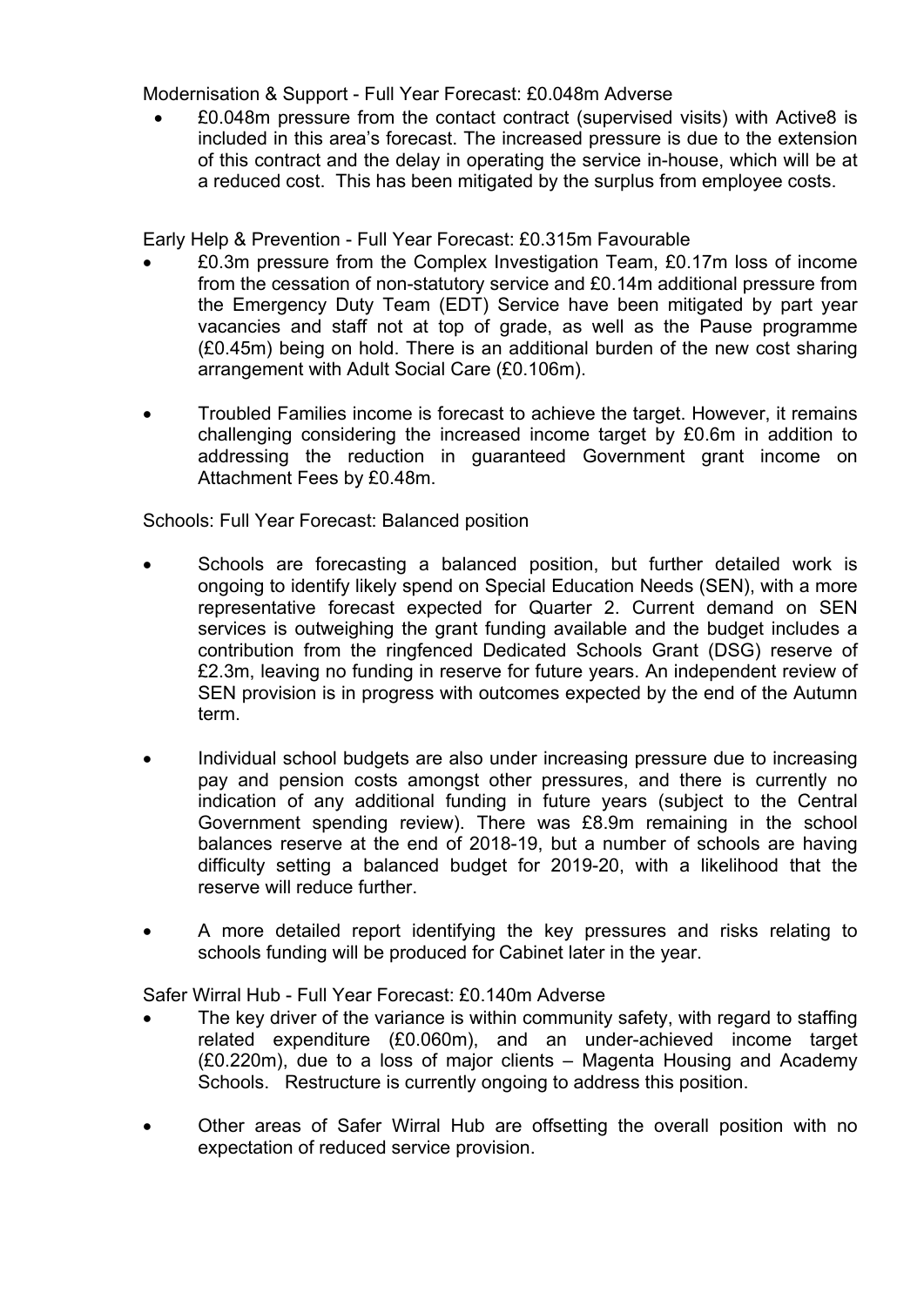Modernisation & Support - Full Year Forecast: £0.048m Adverse

- £0.048m pressure from the contact contract (supervised visits) with Active8 is included in this area's forecast. The increased pressure is due to the extension of this contract and the delay in operating the service in-house, which will be at a reduced cost. This has been mitigated by the surplus from employee costs.

Early Help & Prevention - Full Year Forecast: £0.315m Favourable

- £0.3m pressure from the Complex Investigation Team, £0.17m loss of income from the cessation of non-statutory service and £0.14m additional pressure from the Emergency Duty Team (EDT) Service have been mitigated by part year vacancies and staff not at top of grade, as well as the Pause programme (£0.45m) being on hold. There is an additional burden of the new cost sharing arrangement with Adult Social Care (£0.106m).

- Troubled Families income is forecast to achieve the target. However, it remains challenging considering the increased income target by £0.6m in addition to addressing the reduction in guaranteed Government grant income on Attachment Fees by £0.48m.

Schools: Full Year Forecast: Balanced position

- Schools are forecasting a balanced position, but further detailed work is ongoing to identify likely spend on Special Education Needs (SEN), with a more representative forecast expected for Quarter 2. Current demand on SEN services is outweighing the grant funding available and the budget includes a contribution from the ringfenced Dedicated Schools Grant (DSG) reserve of £2.3m, leaving no funding in reserve for future years. An independent review of SEN provision is in progress with outcomes expected by the end of the Autumn term.

- Individual school budgets are also under increasing pressure due to increasing pay and pension costs amongst other pressures, and there is currently no indication of any additional funding in future years (subject to the Central Government spending review). There was £8.9m remaining in the school balances reserve at the end of 2018-19, but a number of schools are having difficulty setting a balanced budget for 2019-20, with a likelihood that the reserve will reduce further.

- A more detailed report identifying the key pressures and risks relating to schools funding will be produced for Cabinet later in the year.

Safer Wirral Hub - Full Year Forecast: £0.140m Adverse

- The key driver of the variance is within community safety, with regard to staffing related expenditure (£0.060m), and an under-achieved income target (£0.220m), due to a loss of major clients – Magenta Housing and Academy Schools. Restructure is currently ongoing to address this position.

- Other areas of Safer Wirral Hub are offsetting the overall position with no expectation of reduced service provision.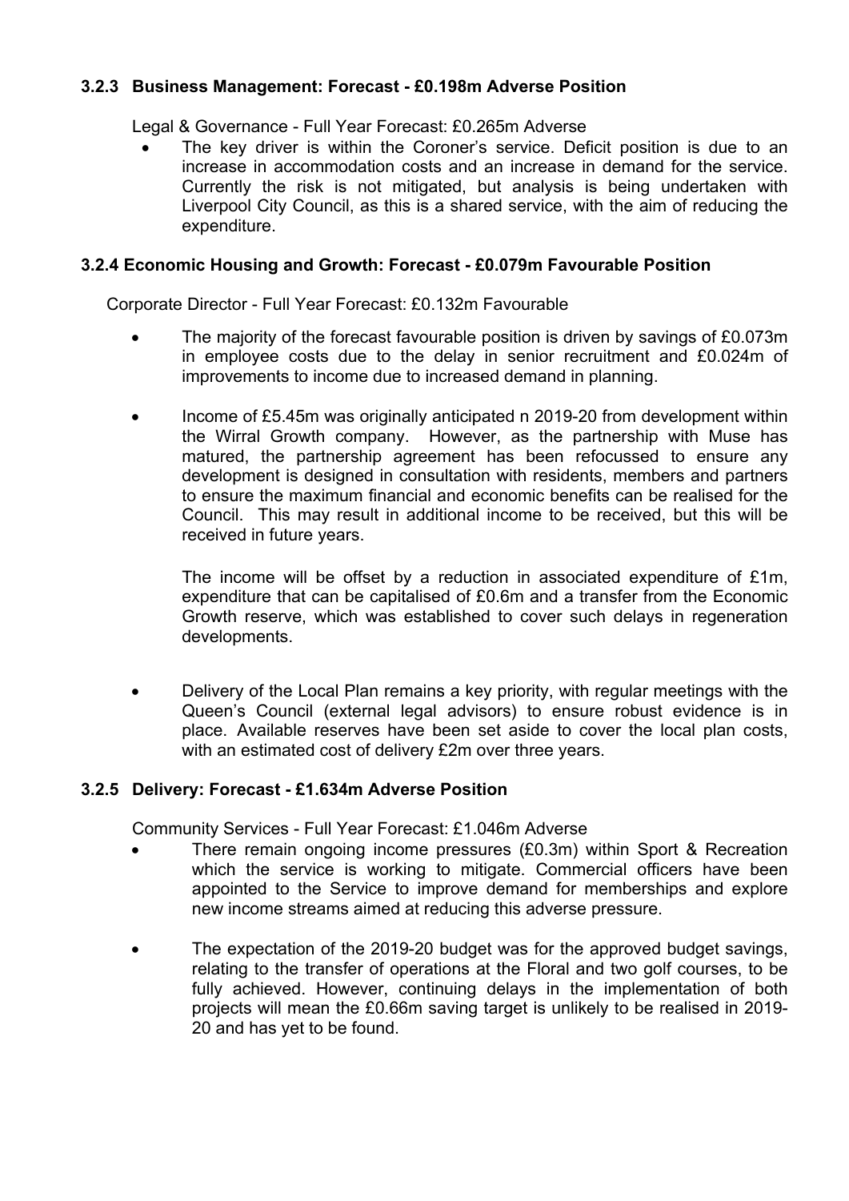### 3.2.3 Business Management: Forecast - £0.198m Adverse Position

Legal & Governance - Full Year Forecast: £0.265m Adverse

- The key driver is within the Coroner's service. Deficit position is due to an increase in accommodation costs and an increase in demand for the service. Currently the risk is not mitigated, but analysis is being undertaken with Liverpool City Council, as this is a shared service, with the aim of reducing the expenditure.

### 3.2.4 Economic Housing and Growth: Forecast - £0.079m Favourable Position

Corporate Director - Full Year Forecast: £0.132m Favourable

- The majority of the forecast favourable position is driven by savings of £0.073m in employee costs due to the delay in senior recruitment and £0.024m of improvements to income due to increased demand in planning.

- Income of £5.45m was originally anticipated n 2019-20 from development within the Wirral Growth company. However, as the partnership with Muse has matured, the partnership agreement has been refocussed to ensure any development is designed in consultation with residents, members and partners to ensure the maximum financial and economic benefits can be realised for the Council. This may result in additional income to be received, but this will be received in future years.

  The income will be offset by a reduction in associated expenditure of £1m, expenditure that can be capitalised of £0.6m and a transfer from the Economic Growth reserve, which was established to cover such delays in regeneration developments.

- Delivery of the Local Plan remains a key priority, with regular meetings with the Queen's Council (external legal advisors) to ensure robust evidence is in place. Available reserves have been set aside to cover the local plan costs, with an estimated cost of delivery £2m over three years.

### 3.2.5 Delivery: Forecast - £1.634m Adverse Position

Community Services - Full Year Forecast: £1.046m Adverse

- There remain ongoing income pressures (£0.3m) within Sport & Recreation which the service is working to mitigate. Commercial officers have been appointed to the Service to improve demand for memberships and explore new income streams aimed at reducing this adverse pressure.

- The expectation of the 2019-20 budget was for the approved budget savings, relating to the transfer of operations at the Floral and two golf courses, to be fully achieved. However, continuing delays in the implementation of both projects will mean the £0.66m saving target is unlikely to be realised in 2019-20 and has yet to be found.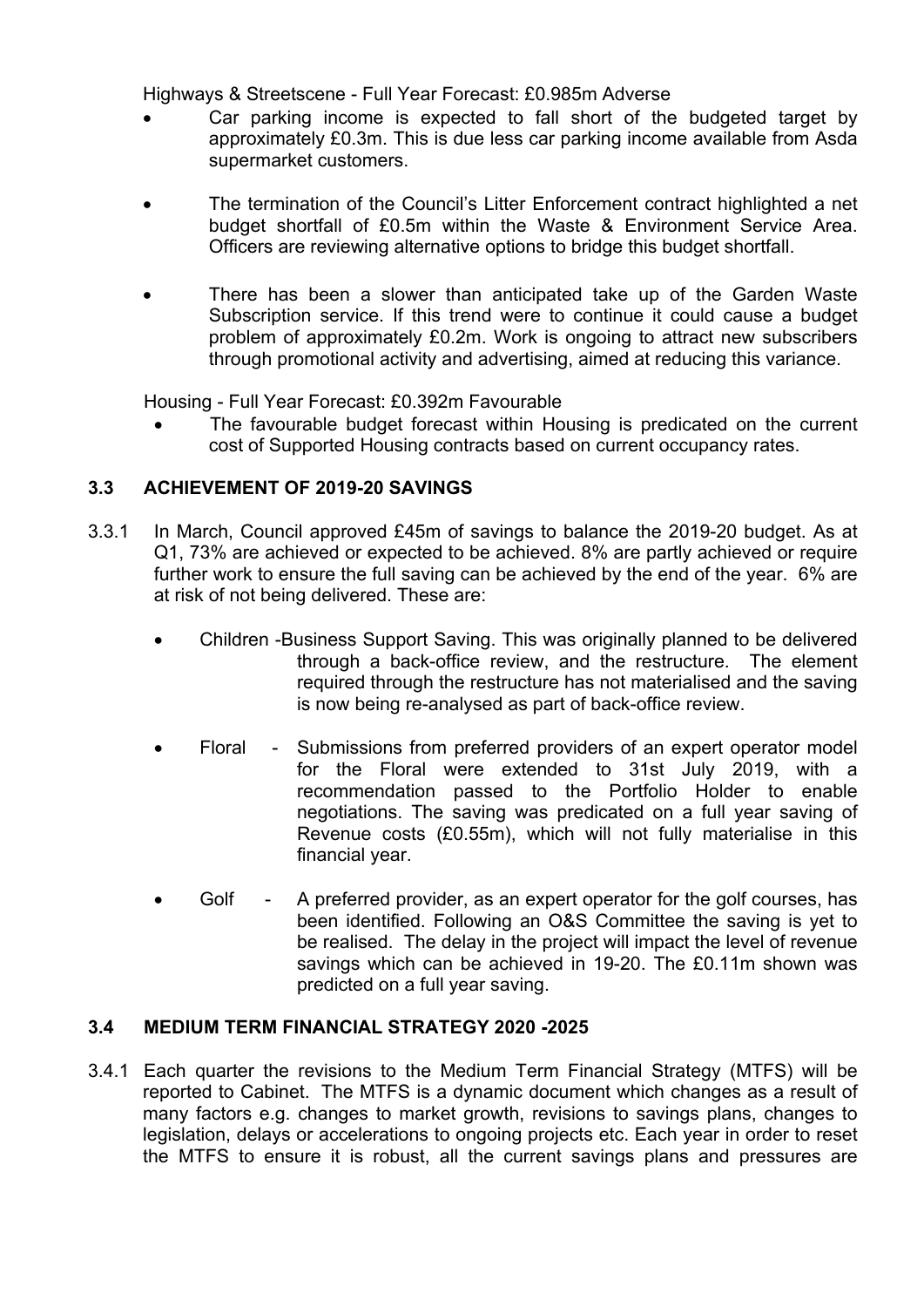Highways & Streetscene - Full Year Forecast: £0.985m Adverse

- Car parking income is expected to fall short of the budgeted target by approximately £0.3m. This is due less car parking income available from Asda supermarket customers.

- The termination of the Council's Litter Enforcement contract highlighted a net budget shortfall of £0.5m within the Waste & Environment Service Area. Officers are reviewing alternative options to bridge this budget shortfall.

- There has been a slower than anticipated take up of the Garden Waste Subscription service. If this trend were to continue it could cause a budget problem of approximately £0.2m. Work is ongoing to attract new subscribers through promotional activity and advertising, aimed at reducing this variance.

Housing - Full Year Forecast: £0.392m Favourable

- The favourable budget forecast within Housing is predicated on the current cost of Supported Housing contracts based on current occupancy rates.

### 3.3 ACHIEVEMENT OF 2019-20 SAVINGS

3.3.1 In March, Council approved £45m of savings to balance the 2019-20 budget. As at Q1, 73% are achieved or expected to be achieved. 8% are partly achieved or require further work to ensure the full saving can be achieved by the end of the year. 6% are at risk of not being delivered. These are:

- Children -Business Support Saving. This was originally planned to be delivered through a back-office review, and the restructure. The element required through the restructure has not materialised and the saving is now being re-analysed as part of back-office review.

- Floral - Submissions from preferred providers of an expert operator model for the Floral were extended to 31st July 2019, with a recommendation passed to the Portfolio Holder to enable negotiations. The saving was predicated on a full year saving of Revenue costs (£0.55m), which will not fully materialise in this financial year.

- Golf - A preferred provider, as an expert operator for the golf courses, has been identified. Following an O&S Committee the saving is yet to be realised. The delay in the project will impact the level of revenue savings which can be achieved in 19-20. The £0.11m shown was predicted on a full year saving.

### 3.4 MEDIUM TERM FINANCIAL STRATEGY 2020 -2025

3.4.1 Each quarter the revisions to the Medium Term Financial Strategy (MTFS) will be reported to Cabinet. The MTFS is a dynamic document which changes as a result of many factors e.g. changes to market growth, revisions to savings plans, changes to legislation, delays or accelerations to ongoing projects etc. Each year in order to reset the MTFS to ensure it is robust, all the current savings plans and pressures are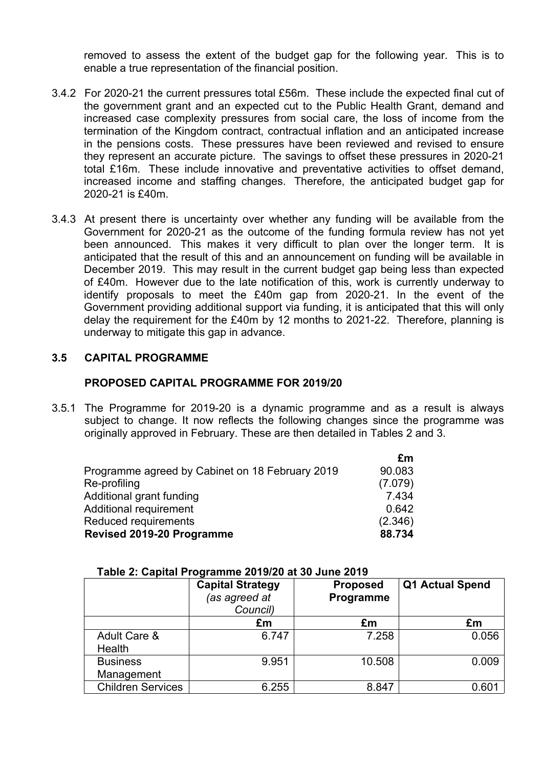removed to assess the extent of the budget gap for the following year. This is to enable a true representation of the financial position.

3.4.2 For 2020-21 the current pressures total £56m. These include the expected final cut of the government grant and an expected cut to the Public Health Grant, demand and increased case complexity pressures from social care, the loss of income from the termination of the Kingdom contract, contractual inflation and an anticipated increase in the pensions costs. These pressures have been reviewed and revised to ensure they represent an accurate picture. The savings to offset these pressures in 2020-21 total £16m. These include innovative and preventative activities to offset demand, increased income and staffing changes. Therefore, the anticipated budget gap for 2020-21 is £40m.

3.4.3 At present there is uncertainty over whether any funding will be available from the Government for 2020-21 as the outcome of the funding formula review has not yet been announced. This makes it very difficult to plan over the longer term. It is anticipated that the result of this and an announcement on funding will be available in December 2019. This may result in the current budget gap being less than expected of £40m. However due to the late notification of this, work is currently underway to identify proposals to meet the £40m gap from 2020-21. In the event of the Government providing additional support via funding, it is anticipated that this will only delay the requirement for the £40m by 12 months to 2021-22. Therefore, planning is underway to mitigate this gap in advance.

## 3.5 CAPITAL PROGRAMME

### PROPOSED CAPITAL PROGRAMME FOR 2019/20

3.5.1 The Programme for 2019-20 is a dynamic programme and as a result is always subject to change. It now reflects the following changes since the programme was originally approved in February. These are then detailed in Tables 2 and 3.

| | £m |
|---|---:|
| Programme agreed by Cabinet on 18 February 2019 | 90.083 |
| Re-profiling | (7.079) |
| Additional grant funding | 7.434 |
| Additional requirement | 0.642 |
| Reduced requirements | (2.346) |
| **Revised 2019-20 Programme** | **88.734** |

**Table 2: Capital Programme 2019/20 at 30 June 2019**

| | **Capital Strategy** *(as agreed at Council)* | **Proposed Programme** | **Q1 Actual Spend** |
|---|---:|---:|---:|
| | **£m** | **£m** | **£m** |
| Adult Care & Health | 6.747 | 7.258 | 0.056 |
| Business Management | 9.951 | 10.508 | 0.009 |
| Children Services | 6.255 | 8.847 | 0.601 |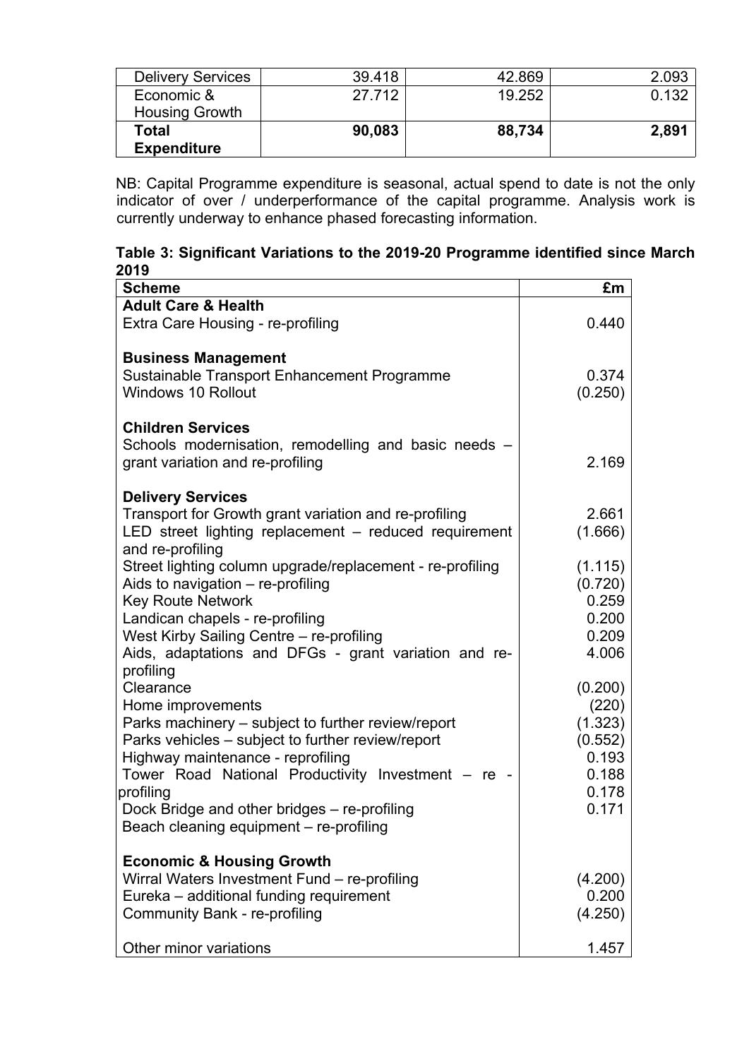| | | | |
|---|---|---|---|
| Delivery Services | 39.418 | 42.869 | 2.093 |
| Economic & Housing Growth | 27.712 | 19.252 | 0.132 |
| **Total Expenditure** | **90,083** | **88,734** | **2,891** |

NB: Capital Programme expenditure is seasonal, actual spend to date is not the only indicator of over / underperformance of the capital programme. Analysis work is currently underway to enhance phased forecasting information.

**Table 3: Significant Variations to the 2019-20 Programme identified since March 2019**

| Scheme | £m |
|---|---|
| **Adult Care & Health** | |
| Extra Care Housing - re-profiling | 0.440 |
| **Business Management** | |
| Sustainable Transport Enhancement Programme | 0.374 |
| Windows 10 Rollout | (0.250) |
| **Children Services** | |
| Schools modernisation, remodelling and basic needs – grant variation and re-profiling | 2.169 |
| **Delivery Services** | |
| Transport for Growth grant variation and re-profiling | 2.661 |
| LED street lighting replacement – reduced requirement and re-profiling | (1.666) |
| Street lighting column upgrade/replacement - re-profiling | (1.115) |
| Aids to navigation – re-profiling | (0.720) |
| Key Route Network | 0.259 |
| Landican chapels - re-profiling | 0.200 |
| West Kirby Sailing Centre – re-profiling | 0.209 |
| Aids, adaptations and DFGs - grant variation and re-profiling | 4.006 |
| Clearance | (0.200) |
| Home improvements | (220) |
| Parks machinery – subject to further review/report | (1.323) |
| Parks vehicles – subject to further review/report | (0.552) |
| Highway maintenance - reprofiling | 0.193 |
| Tower Road National Productivity Investment – re - profiling | 0.188 |
| Dock Bridge and other bridges – re-profiling | 0.178 |
| Beach cleaning equipment – re-profiling | 0.171 |
| **Economic & Housing Growth** | |
| Wirral Waters Investment Fund – re-profiling | (4.200) |
| Eureka – additional funding requirement | 0.200 |
| Community Bank - re-profiling | (4.250) |
| Other minor variations | 1.457 |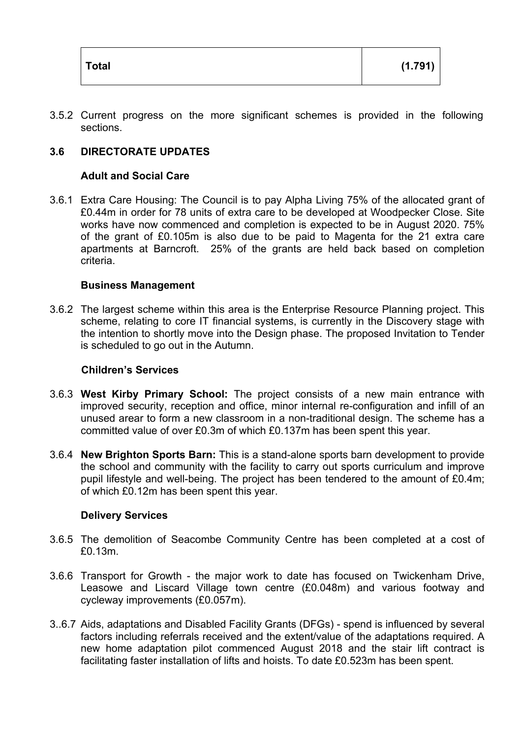| Total | (1.791) |
|---|---|

3.5.2 Current progress on the more significant schemes is provided in the following sections.

### 3.6 DIRECTORATE UPDATES

#### Adult and Social Care

3.6.1 Extra Care Housing: The Council is to pay Alpha Living 75% of the allocated grant of £0.44m in order for 78 units of extra care to be developed at Woodpecker Close. Site works have now commenced and completion is expected to be in August 2020. 75% of the grant of £0.105m is also due to be paid to Magenta for the 21 extra care apartments at Barncroft. 25% of the grants are held back based on completion criteria.

#### Business Management

3.6.2 The largest scheme within this area is the Enterprise Resource Planning project. This scheme, relating to core IT financial systems, is currently in the Discovery stage with the intention to shortly move into the Design phase. The proposed Invitation to Tender is scheduled to go out in the Autumn.

#### Children's Services

3.6.3 **West Kirby Primary School:** The project consists of a new main entrance with improved security, reception and office, minor internal re-configuration and infill of an unused arear to form a new classroom in a non-traditional design. The scheme has a committed value of over £0.3m of which £0.137m has been spent this year.

3.6.4 **New Brighton Sports Barn:** This is a stand-alone sports barn development to provide the school and community with the facility to carry out sports curriculum and improve pupil lifestyle and well-being. The project has been tendered to the amount of £0.4m; of which £0.12m has been spent this year.

#### Delivery Services

3.6.5 The demolition of Seacombe Community Centre has been completed at a cost of £0.13m.

3.6.6 Transport for Growth - the major work to date has focused on Twickenham Drive, Leasowe and Liscard Village town centre (£0.048m) and various footway and cycleway improvements (£0.057m).

3..6.7 Aids, adaptations and Disabled Facility Grants (DFGs) - spend is influenced by several factors including referrals received and the extent/value of the adaptations required. A new home adaptation pilot commenced August 2018 and the stair lift contract is facilitating faster installation of lifts and hoists. To date £0.523m has been spent.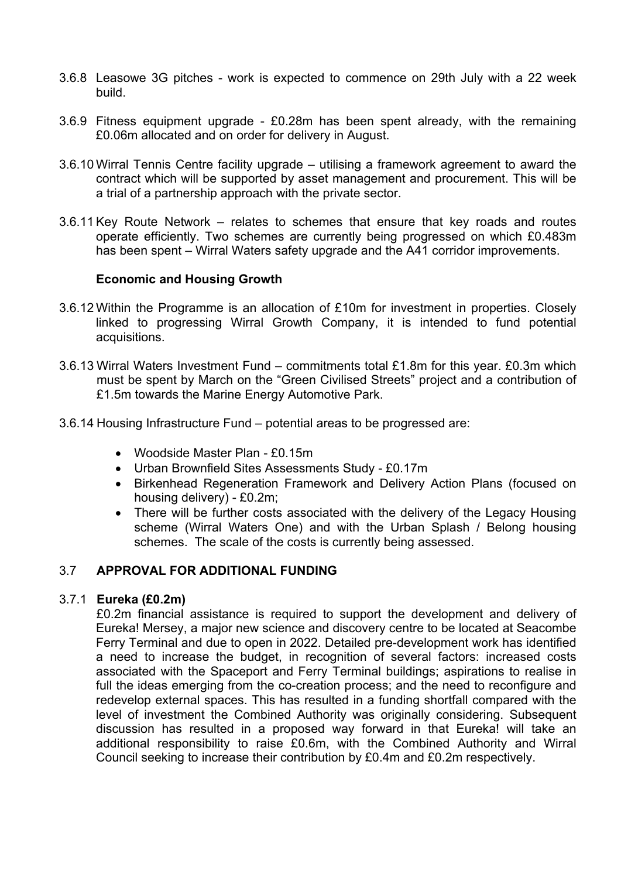3.6.8 Leasowe 3G pitches - work is expected to commence on 29th July with a 22 week build.

3.6.9 Fitness equipment upgrade - £0.28m has been spent already, with the remaining £0.06m allocated and on order for delivery in August.

3.6.10 Wirral Tennis Centre facility upgrade – utilising a framework agreement to award the contract which will be supported by asset management and procurement. This will be a trial of a partnership approach with the private sector.

3.6.11 Key Route Network – relates to schemes that ensure that key roads and routes operate efficiently. Two schemes are currently being progressed on which £0.483m has been spent – Wirral Waters safety upgrade and the A41 corridor improvements.

**Economic and Housing Growth**

3.6.12 Within the Programme is an allocation of £10m for investment in properties. Closely linked to progressing Wirral Growth Company, it is intended to fund potential acquisitions.

3.6.13 Wirral Waters Investment Fund – commitments total £1.8m for this year. £0.3m which must be spent by March on the "Green Civilised Streets" project and a contribution of £1.5m towards the Marine Energy Automotive Park.

3.6.14 Housing Infrastructure Fund – potential areas to be progressed are:

- Woodside Master Plan - £0.15m
- Urban Brownfield Sites Assessments Study - £0.17m
- Birkenhead Regeneration Framework and Delivery Action Plans (focused on housing delivery) - £0.2m;
- There will be further costs associated with the delivery of the Legacy Housing scheme (Wirral Waters One) and with the Urban Splash / Belong housing schemes. The scale of the costs is currently being assessed.

## 3.7 APPROVAL FOR ADDITIONAL FUNDING

### 3.7.1 Eureka (£0.2m)

£0.2m financial assistance is required to support the development and delivery of Eureka! Mersey, a major new science and discovery centre to be located at Seacombe Ferry Terminal and due to open in 2022. Detailed pre-development work has identified a need to increase the budget, in recognition of several factors: increased costs associated with the Spaceport and Ferry Terminal buildings; aspirations to realise in full the ideas emerging from the co-creation process; and the need to reconfigure and redevelop external spaces. This has resulted in a funding shortfall compared with the level of investment the Combined Authority was originally considering. Subsequent discussion has resulted in a proposed way forward in that Eureka! will take an additional responsibility to raise £0.6m, with the Combined Authority and Wirral Council seeking to increase their contribution by £0.4m and £0.2m respectively.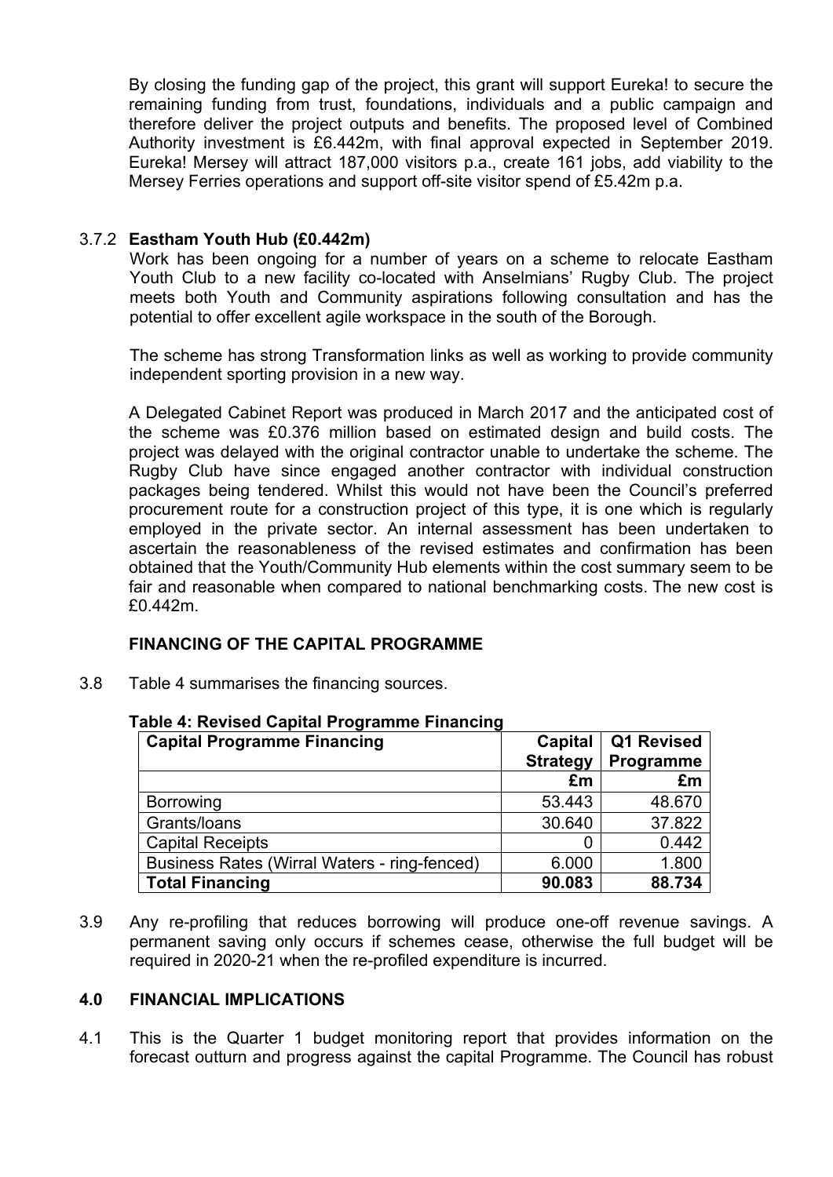By closing the funding gap of the project, this grant will support Eureka! to secure the remaining funding from trust, foundations, individuals and a public campaign and therefore deliver the project outputs and benefits. The proposed level of Combined Authority investment is £6.442m, with final approval expected in September 2019. Eureka! Mersey will attract 187,000 visitors p.a., create 161 jobs, add viability to the Mersey Ferries operations and support off-site visitor spend of £5.42m p.a.

3.7.2 **Eastham Youth Hub (£0.442m)**

Work has been ongoing for a number of years on a scheme to relocate Eastham Youth Club to a new facility co-located with Anselmians' Rugby Club. The project meets both Youth and Community aspirations following consultation and has the potential to offer excellent agile workspace in the south of the Borough.

The scheme has strong Transformation links as well as working to provide community independent sporting provision in a new way.

A Delegated Cabinet Report was produced in March 2017 and the anticipated cost of the scheme was £0.376 million based on estimated design and build costs. The project was delayed with the original contractor unable to undertake the scheme. The Rugby Club have since engaged another contractor with individual construction packages being tendered. Whilst this would not have been the Council's preferred procurement route for a construction project of this type, it is one which is regularly employed in the private sector. An internal assessment has been undertaken to ascertain the reasonableness of the revised estimates and confirmation has been obtained that the Youth/Community Hub elements within the cost summary seem to be fair and reasonable when compared to national benchmarking costs. The new cost is £0.442m.

**FINANCING OF THE CAPITAL PROGRAMME**

3.8 Table 4 summarises the financing sources.

**Table 4: Revised Capital Programme Financing**

| Capital Programme Financing | Capital Strategy | Q1 Revised Programme |
|---|---|---|
| | £m | £m |
| Borrowing | 53.443 | 48.670 |
| Grants/loans | 30.640 | 37.822 |
| Capital Receipts | 0 | 0.442 |
| Business Rates (Wirral Waters - ring-fenced) | 6.000 | 1.800 |
| **Total Financing** | **90.083** | **88.734** |

3.9 Any re-profiling that reduces borrowing will produce one-off revenue savings. A permanent saving only occurs if schemes cease, otherwise the full budget will be required in 2020-21 when the re-profiled expenditure is incurred.

## 4.0 FINANCIAL IMPLICATIONS

4.1 This is the Quarter 1 budget monitoring report that provides information on the forecast outturn and progress against the capital Programme. The Council has robust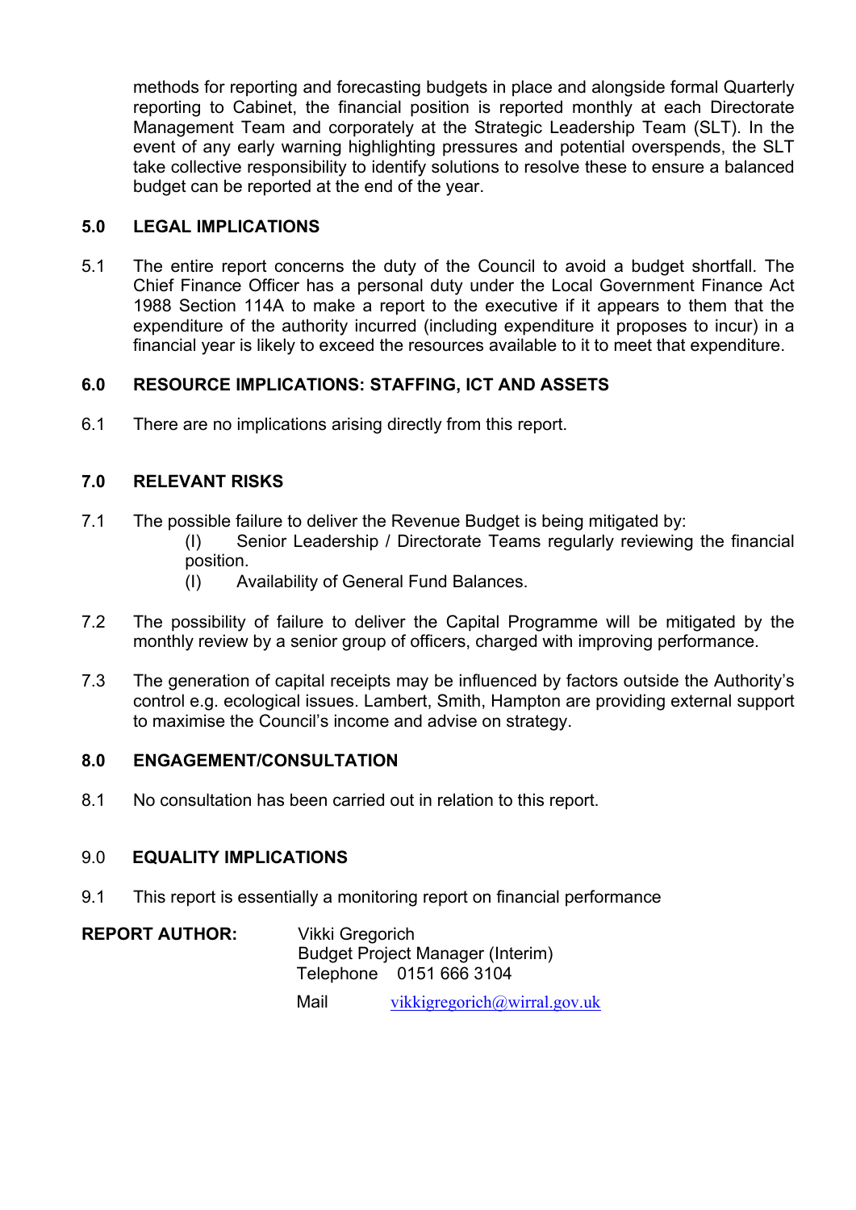methods for reporting and forecasting budgets in place and alongside formal Quarterly reporting to Cabinet, the financial position is reported monthly at each Directorate Management Team and corporately at the Strategic Leadership Team (SLT). In the event of any early warning highlighting pressures and potential overspends, the SLT take collective responsibility to identify solutions to resolve these to ensure a balanced budget can be reported at the end of the year.

## 5.0 LEGAL IMPLICATIONS

5.1 The entire report concerns the duty of the Council to avoid a budget shortfall. The Chief Finance Officer has a personal duty under the Local Government Finance Act 1988 Section 114A to make a report to the executive if it appears to them that the expenditure of the authority incurred (including expenditure it proposes to incur) in a financial year is likely to exceed the resources available to it to meet that expenditure.

## 6.0 RESOURCE IMPLICATIONS: STAFFING, ICT AND ASSETS

6.1 There are no implications arising directly from this report.

## 7.0 RELEVANT RISKS

7.1 The possible failure to deliver the Revenue Budget is being mitigated by:

(I) Senior Leadership / Directorate Teams regularly reviewing the financial position.

(I) Availability of General Fund Balances.

7.2 The possibility of failure to deliver the Capital Programme will be mitigated by the monthly review by a senior group of officers, charged with improving performance.

7.3 The generation of capital receipts may be influenced by factors outside the Authority's control e.g. ecological issues. Lambert, Smith, Hampton are providing external support to maximise the Council's income and advise on strategy.

## 8.0 ENGAGEMENT/CONSULTATION

8.1 No consultation has been carried out in relation to this report.

## 9.0 EQUALITY IMPLICATIONS

9.1 This report is essentially a monitoring report on financial performance

**REPORT AUTHOR:** Vikki Gregorich
Budget Project Manager (Interim)
Telephone 0151 666 3104
Mail vikkigregorich@wirral.gov.uk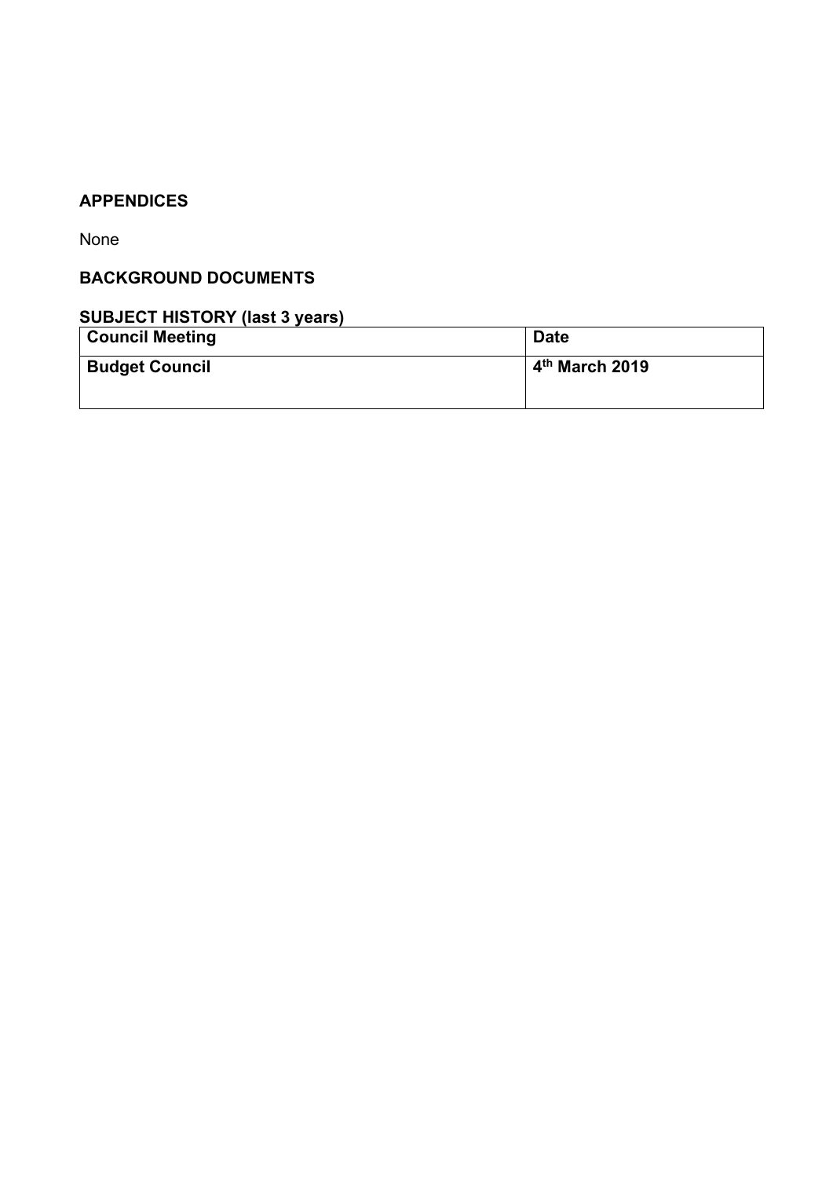## APPENDICES

None

## BACKGROUND DOCUMENTS

## SUBJECT HISTORY (last 3 years)

| Council Meeting | Date |
|---|---|
| **Budget Council** | **4th March 2019** |